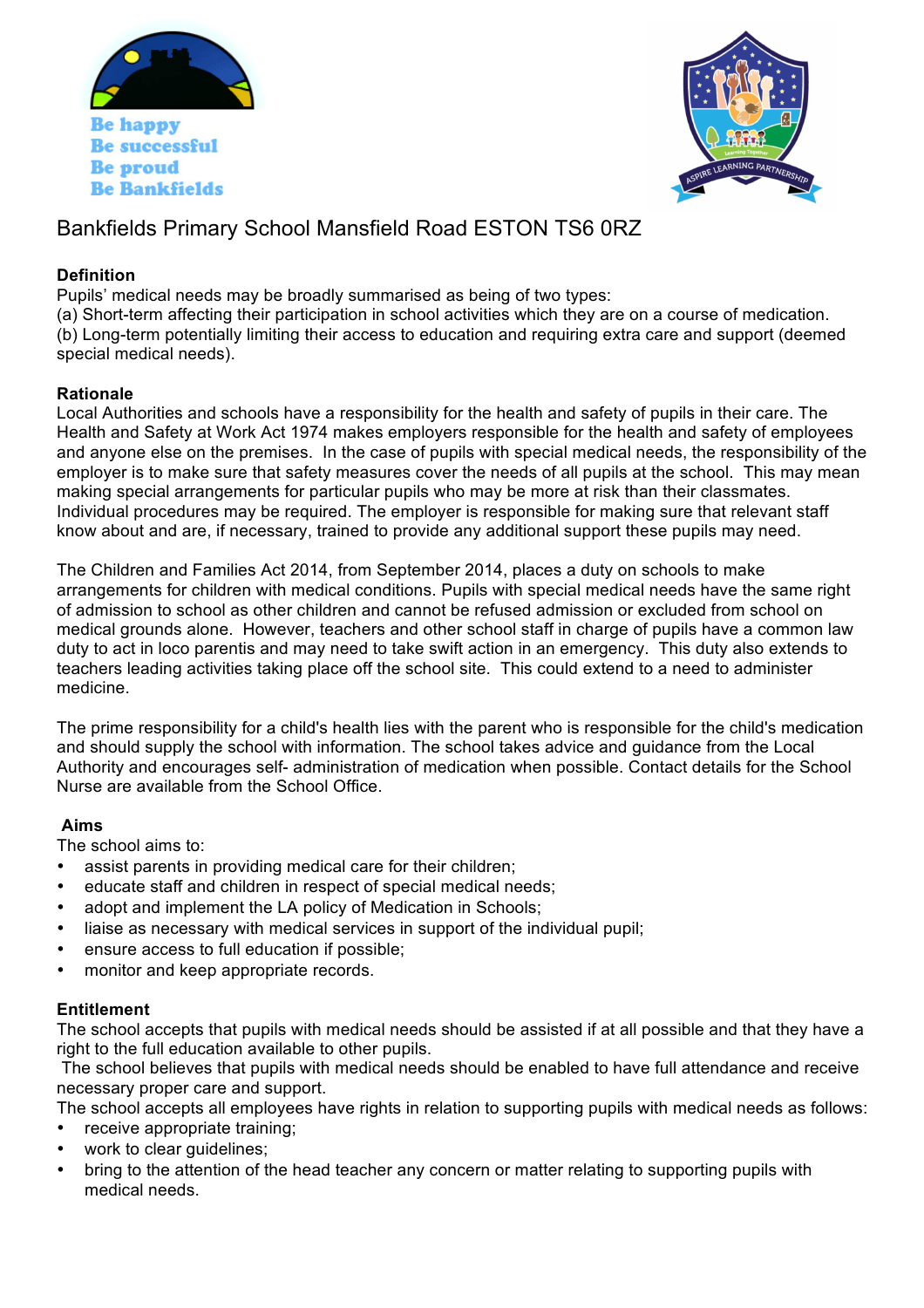Be happy
Be successful
Be proud
Be Bankfields

# Bankfields Primary School Mansfield Road ESTON TS6 0RZ

## Definition

Pupils' medical needs may be broadly summarised as being of two types:
(a) Short-term affecting their participation in school activities which they are on a course of medication.
(b) Long-term potentially limiting their access to education and requiring extra care and support (deemed special medical needs).

## Rationale

Local Authorities and schools have a responsibility for the health and safety of pupils in their care. The Health and Safety at Work Act 1974 makes employers responsible for the health and safety of employees and anyone else on the premises. In the case of pupils with special medical needs, the responsibility of the employer is to make sure that safety measures cover the needs of all pupils at the school. This may mean making special arrangements for particular pupils who may be more at risk than their classmates. Individual procedures may be required. The employer is responsible for making sure that relevant staff know about and are, if necessary, trained to provide any additional support these pupils may need.

The Children and Families Act 2014, from September 2014, places a duty on schools to make arrangements for children with medical conditions. Pupils with special medical needs have the same right of admission to school as other children and cannot be refused admission or excluded from school on medical grounds alone. However, teachers and other school staff in charge of pupils have a common law duty to act in loco parentis and may need to take swift action in an emergency. This duty also extends to teachers leading activities taking place off the school site. This could extend to a need to administer medicine.

The prime responsibility for a child's health lies with the parent who is responsible for the child's medication and should supply the school with information. The school takes advice and guidance from the Local Authority and encourages self- administration of medication when possible. Contact details for the School Nurse are available from the School Office.

## Aims

The school aims to:

- assist parents in providing medical care for their children;
- educate staff and children in respect of special medical needs;
- adopt and implement the LA policy of Medication in Schools;
- liaise as necessary with medical services in support of the individual pupil;
- ensure access to full education if possible;
- monitor and keep appropriate records.

## Entitlement

The school accepts that pupils with medical needs should be assisted if at all possible and that they have a right to the full education available to other pupils.
The school believes that pupils with medical needs should be enabled to have full attendance and receive necessary proper care and support.
The school accepts all employees have rights in relation to supporting pupils with medical needs as follows:

- receive appropriate training;
- work to clear guidelines;
- bring to the attention of the head teacher any concern or matter relating to supporting pupils with medical needs.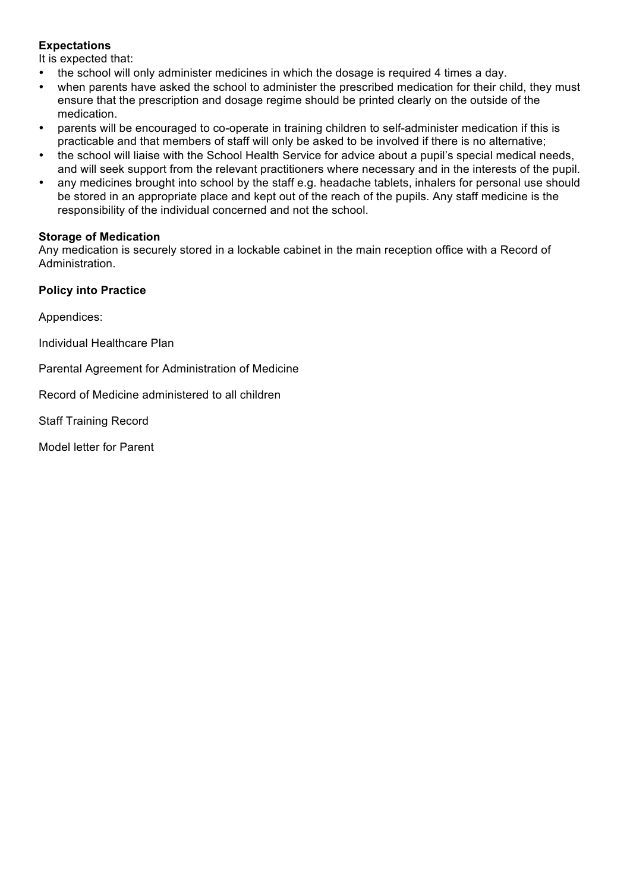**Expectations**

It is expected that:

- the school will only administer medicines in which the dosage is required 4 times a day.
- when parents have asked the school to administer the prescribed medication for their child, they must ensure that the prescription and dosage regime should be printed clearly on the outside of the medication.
- parents will be encouraged to co-operate in training children to self-administer medication if this is practicable and that members of staff will only be asked to be involved if there is no alternative;
- the school will liaise with the School Health Service for advice about a pupil's special medical needs, and will seek support from the relevant practitioners where necessary and in the interests of the pupil.
- any medicines brought into school by the staff e.g. headache tablets, inhalers for personal use should be stored in an appropriate place and kept out of the reach of the pupils. Any staff medicine is the responsibility of the individual concerned and not the school.

**Storage of Medication**

Any medication is securely stored in a lockable cabinet in the main reception office with a Record of Administration.

**Policy into Practice**

Appendices:

Individual Healthcare Plan

Parental Agreement for Administration of Medicine

Record of Medicine administered to all children

Staff Training Record

Model letter for Parent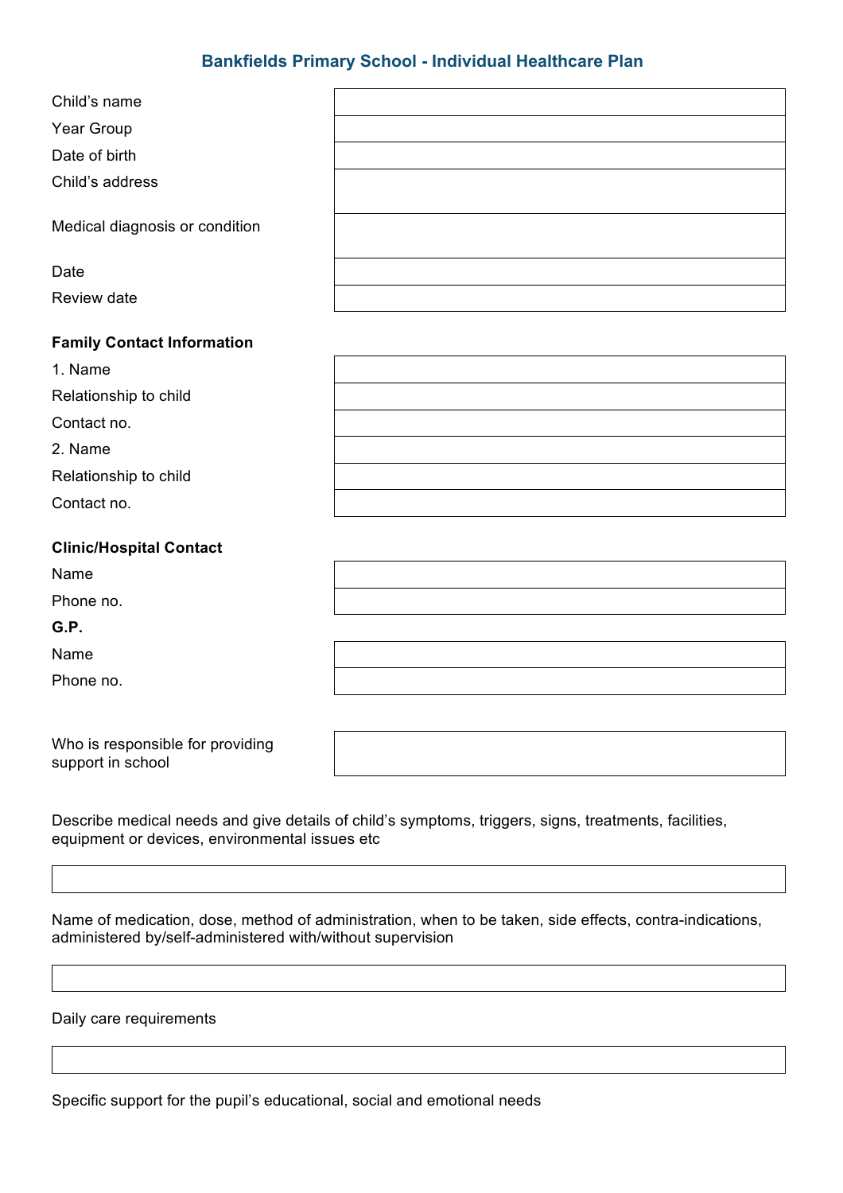## Bankfields Primary School - Individual Healthcare Plan

| | |
|---|---|
| Child's name | |
| Year Group | |
| Date of birth | |
| Child's address | |
| Medical diagnosis or condition | |
| Date | |
| Review date | |

**Family Contact Information**

| | |
|---|---|
| 1. Name | |
| Relationship to child | |
| Contact no. | |
| 2. Name | |
| Relationship to child | |
| Contact no. | |

**Clinic/Hospital Contact**

| | |
|---|---|
| Name | |
| Phone no. | |

**G.P.**

| | |
|---|---|
| Name | |
| Phone no. | |

| | |
|---|---|
| Who is responsible for providing support in school | |

Describe medical needs and give details of child's symptoms, triggers, signs, treatments, facilities, equipment or devices, environmental issues etc

| |
|---|
| |

Name of medication, dose, method of administration, when to be taken, side effects, contra-indications, administered by/self-administered with/without supervision

| |
|---|
| |

Daily care requirements

| |
|---|
| |

Specific support for the pupil's educational, social and emotional needs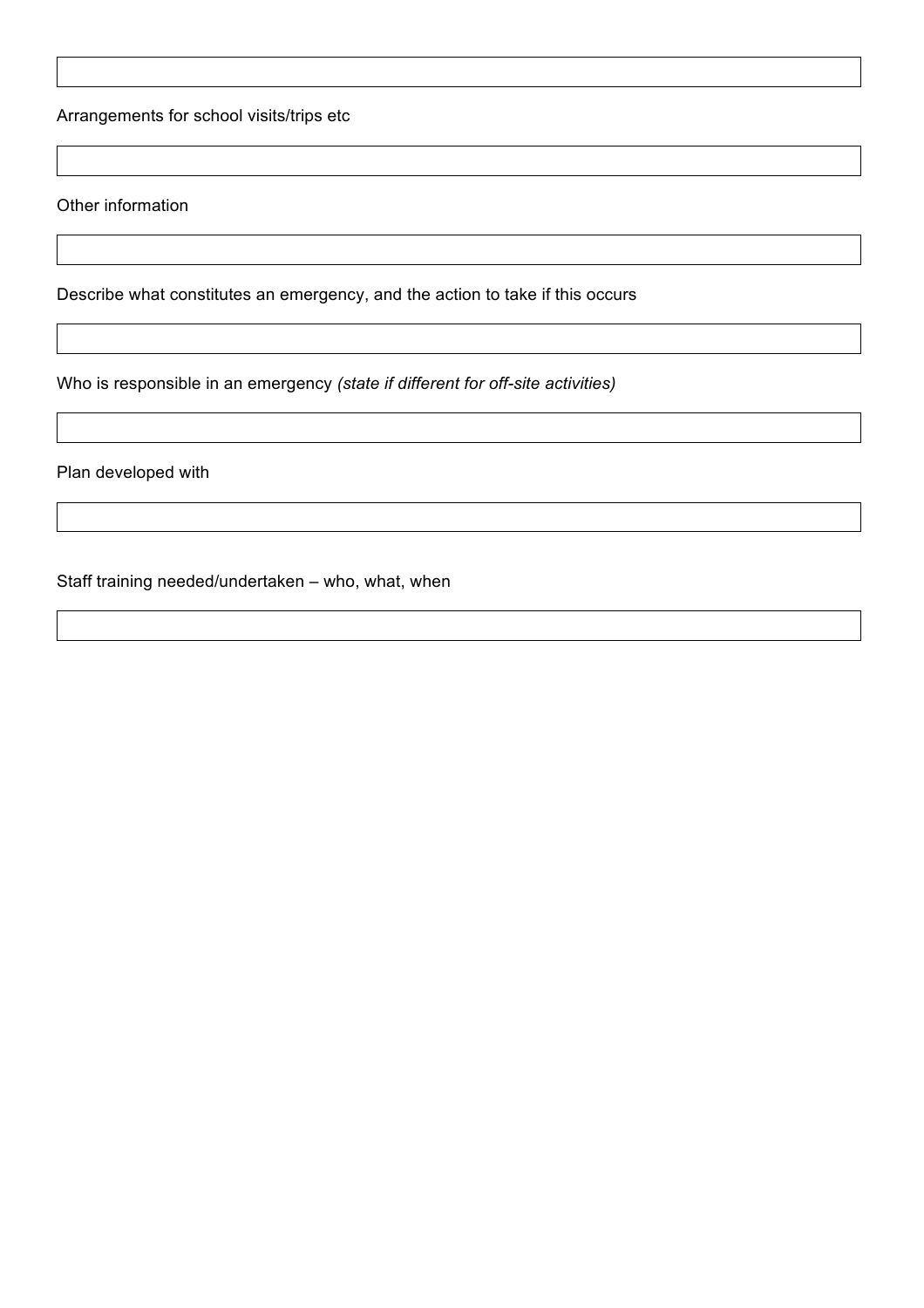Arrangements for school visits/trips etc

Other information

Describe what constitutes an emergency, and the action to take if this occurs

Who is responsible in an emergency *(state if different for off-site activities)*

Plan developed with

Staff training needed/undertaken – who, what, when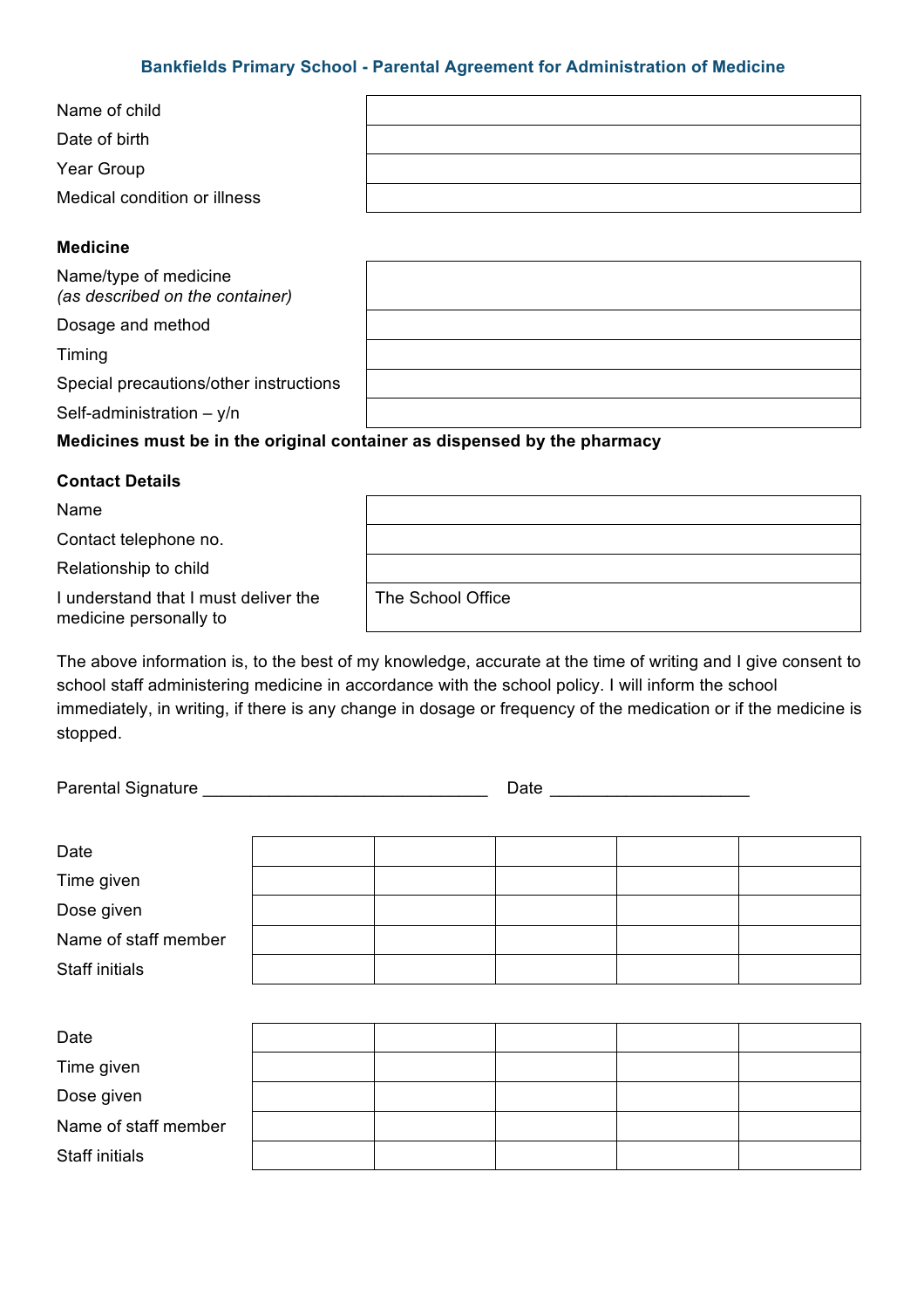### Bankfields Primary School - Parental Agreement for Administration of Medicine

| | |
|---|---|
| Name of child | |
| Date of birth | |
| Year Group | |
| Medical condition or illness | |

**Medicine**

| | |
|---|---|
| Name/type of medicine *(as described on the container)* | |
| Dosage and method | |
| Timing | |
| Special precautions/other instructions | |
| Self-administration – y/n | |

**Medicines must be in the original container as dispensed by the pharmacy**

**Contact Details**

| | |
|---|---|
| Name | |
| Contact telephone no. | |
| Relationship to child | |
| I understand that I must deliver the medicine personally to | The School Office |

The above information is, to the best of my knowledge, accurate at the time of writing and I give consent to school staff administering medicine in accordance with the school policy. I will inform the school immediately, in writing, if there is any change in dosage or frequency of the medication or if the medicine is stopped.

Parental Signature ______________________________ Date ____________________

| | | | | | |
|---|---|---|---|---|---|
| Date | | | | | |
| Time given | | | | | |
| Dose given | | | | | |
| Name of staff member | | | | | |
| Staff initials | | | | | |

| | | | | | |
|---|---|---|---|---|---|
| Date | | | | | |
| Time given | | | | | |
| Dose given | | | | | |
| Name of staff member | | | | | |
| Staff initials | | | | | |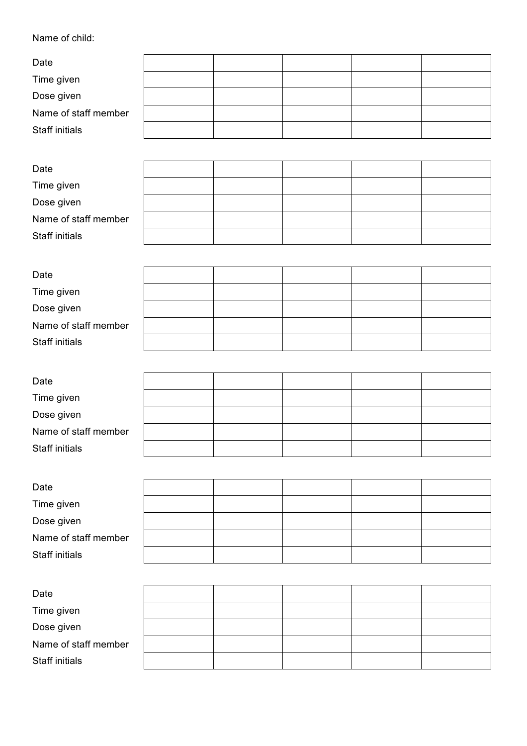Name of child:

| Date | | | | | |
|---|---|---|---|---|---|
| Time given | | | | | |
| Dose given | | | | | |
| Name of staff member | | | | | |
| Staff initials | | | | | |

| Date | | | | | |
|---|---|---|---|---|---|
| Time given | | | | | |
| Dose given | | | | | |
| Name of staff member | | | | | |
| Staff initials | | | | | |

| Date | | | | | |
|---|---|---|---|---|---|
| Time given | | | | | |
| Dose given | | | | | |
| Name of staff member | | | | | |
| Staff initials | | | | | |

| Date | | | | | |
|---|---|---|---|---|---|
| Time given | | | | | |
| Dose given | | | | | |
| Name of staff member | | | | | |
| Staff initials | | | | | |

| Date | | | | | |
|---|---|---|---|---|---|
| Time given | | | | | |
| Dose given | | | | | |
| Name of staff member | | | | | |
| Staff initials | | | | | |

| Date | | | | | |
|---|---|---|---|---|---|
| Time given | | | | | |
| Dose given | | | | | |
| Name of staff member | | | | | |
| Staff initials | | | | | |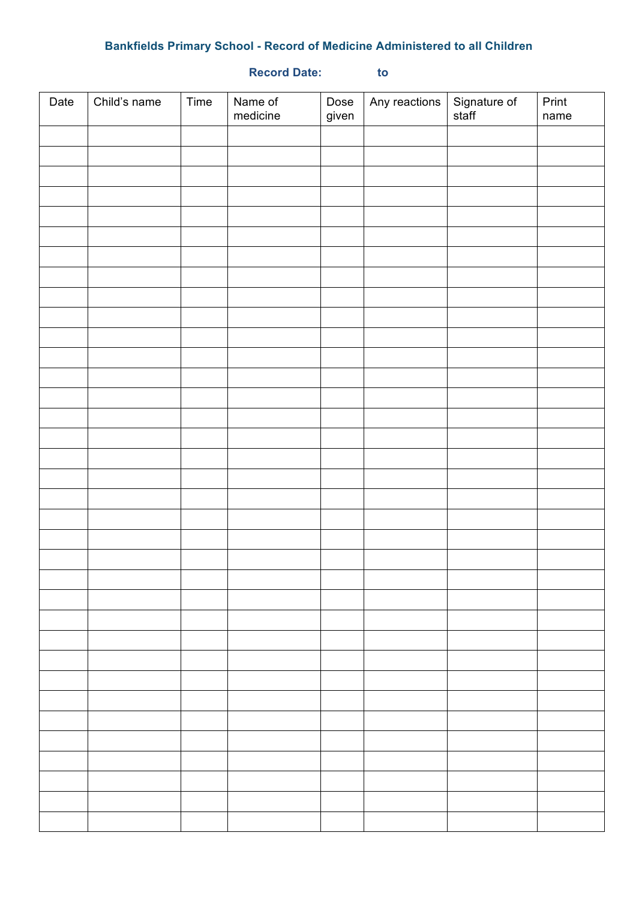**Bankfields Primary School - Record of Medicine Administered to all Children**

**Record Date: to**

| Date | Child's name | Time | Name of medicine | Dose given | Any reactions | Signature of staff | Print name |
|---|---|---|---|---|---|---|---|
| | | | | | | | |
| | | | | | | | |
| | | | | | | | |
| | | | | | | | |
| | | | | | | | |
| | | | | | | | |
| | | | | | | | |
| | | | | | | | |
| | | | | | | | |
| | | | | | | | |
| | | | | | | | |
| | | | | | | | |
| | | | | | | | |
| | | | | | | | |
| | | | | | | | |
| | | | | | | | |
| | | | | | | | |
| | | | | | | | |
| | | | | | | | |
| | | | | | | | |
| | | | | | | | |
| | | | | | | | |
| | | | | | | | |
| | | | | | | | |
| | | | | | | | |
| | | | | | | | |
| | | | | | | | |
| | | | | | | | |
| | | | | | | | |
| | | | | | | | |
| | | | | | | | |
| | | | | | | | |
| | | | | | | | |
| | | | | | | | |
| | | | | | | | |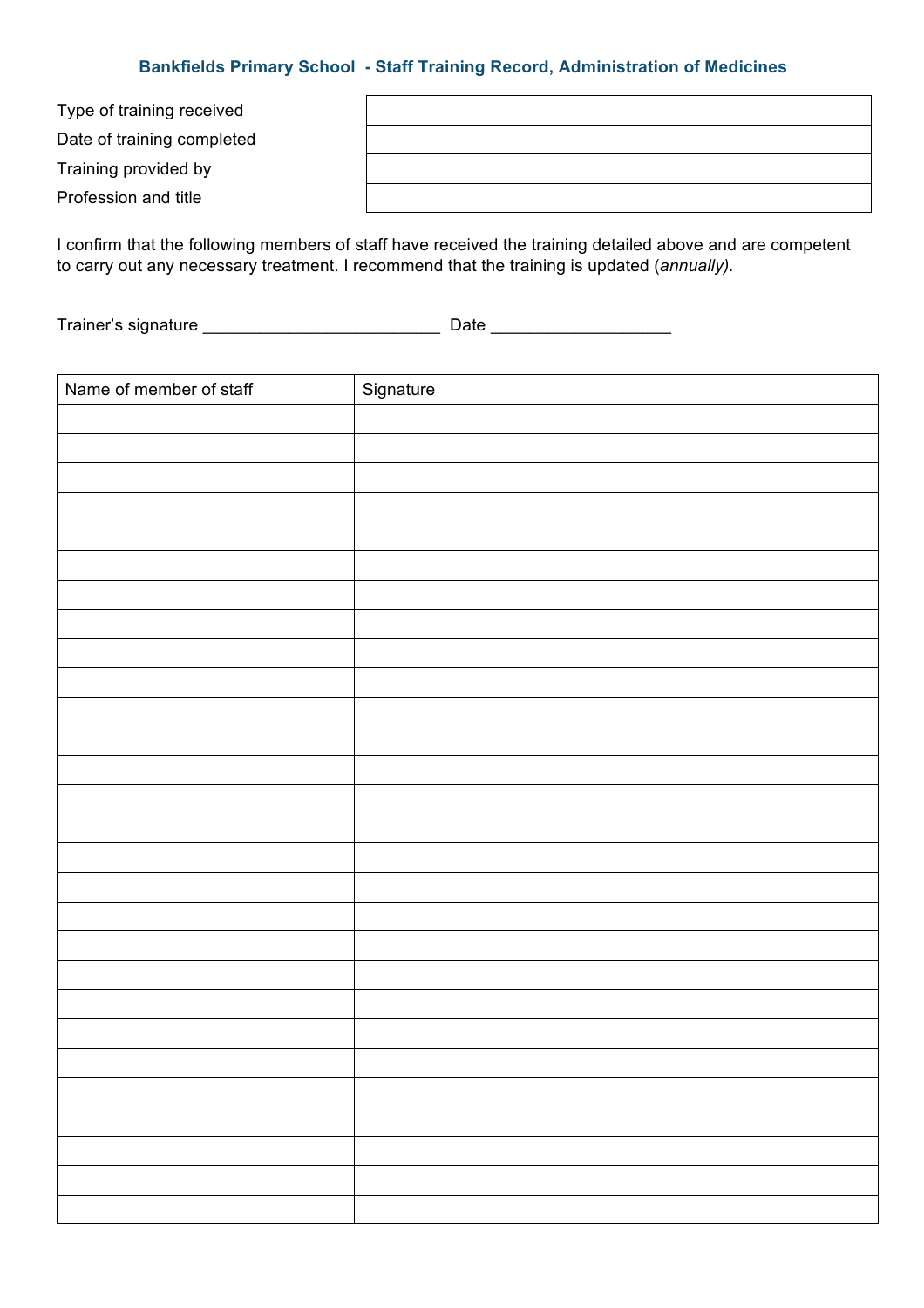## Bankfields Primary School - Staff Training Record, Administration of Medicines

| | |
|---|---|
| Type of training received | |
| Date of training completed | |
| Training provided by | |
| Profession and title | |

I confirm that the following members of staff have received the training detailed above and are competent to carry out any necessary treatment. I recommend that the training is updated (*annually)*.

Trainer's signature _________________________ Date ___________________

| Name of member of staff | Signature |
|---|---|
| | |
| | |
| | |
| | |
| | |
| | |
| | |
| | |
| | |
| | |
| | |
| | |
| | |
| | |
| | |
| | |
| | |
| | |
| | |
| | |
| | |
| | |
| | |
| | |
| | |
| | |
| | |
| | |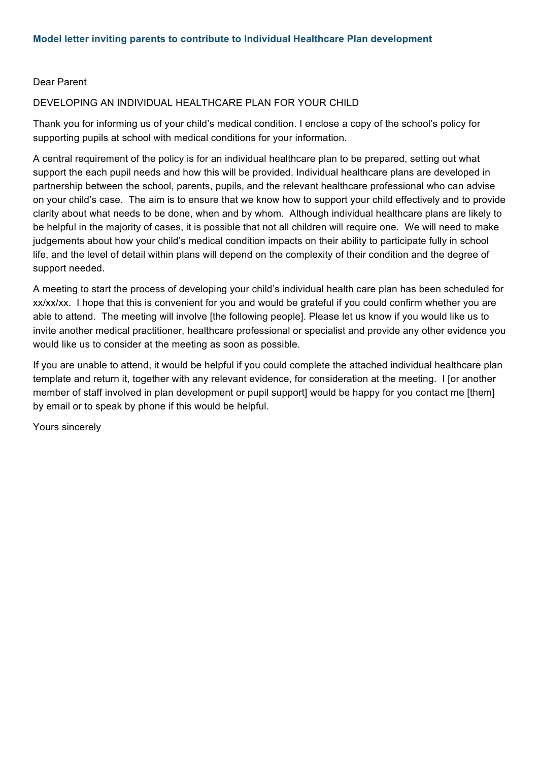## Model letter inviting parents to contribute to Individual Healthcare Plan development

Dear Parent

DEVELOPING AN INDIVIDUAL HEALTHCARE PLAN FOR YOUR CHILD

Thank you for informing us of your child's medical condition. I enclose a copy of the school's policy for supporting pupils at school with medical conditions for your information.

A central requirement of the policy is for an individual healthcare plan to be prepared, setting out what support the each pupil needs and how this will be provided. Individual healthcare plans are developed in partnership between the school, parents, pupils, and the relevant healthcare professional who can advise on your child's case. The aim is to ensure that we know how to support your child effectively and to provide clarity about what needs to be done, when and by whom. Although individual healthcare plans are likely to be helpful in the majority of cases, it is possible that not all children will require one. We will need to make judgements about how your child's medical condition impacts on their ability to participate fully in school life, and the level of detail within plans will depend on the complexity of their condition and the degree of support needed.

A meeting to start the process of developing your child's individual health care plan has been scheduled for xx/xx/xx. I hope that this is convenient for you and would be grateful if you could confirm whether you are able to attend. The meeting will involve [the following people]. Please let us know if you would like us to invite another medical practitioner, healthcare professional or specialist and provide any other evidence you would like us to consider at the meeting as soon as possible.

If you are unable to attend, it would be helpful if you could complete the attached individual healthcare plan template and return it, together with any relevant evidence, for consideration at the meeting. I [or another member of staff involved in plan development or pupil support] would be happy for you contact me [them] by email or to speak by phone if this would be helpful.

Yours sincerely